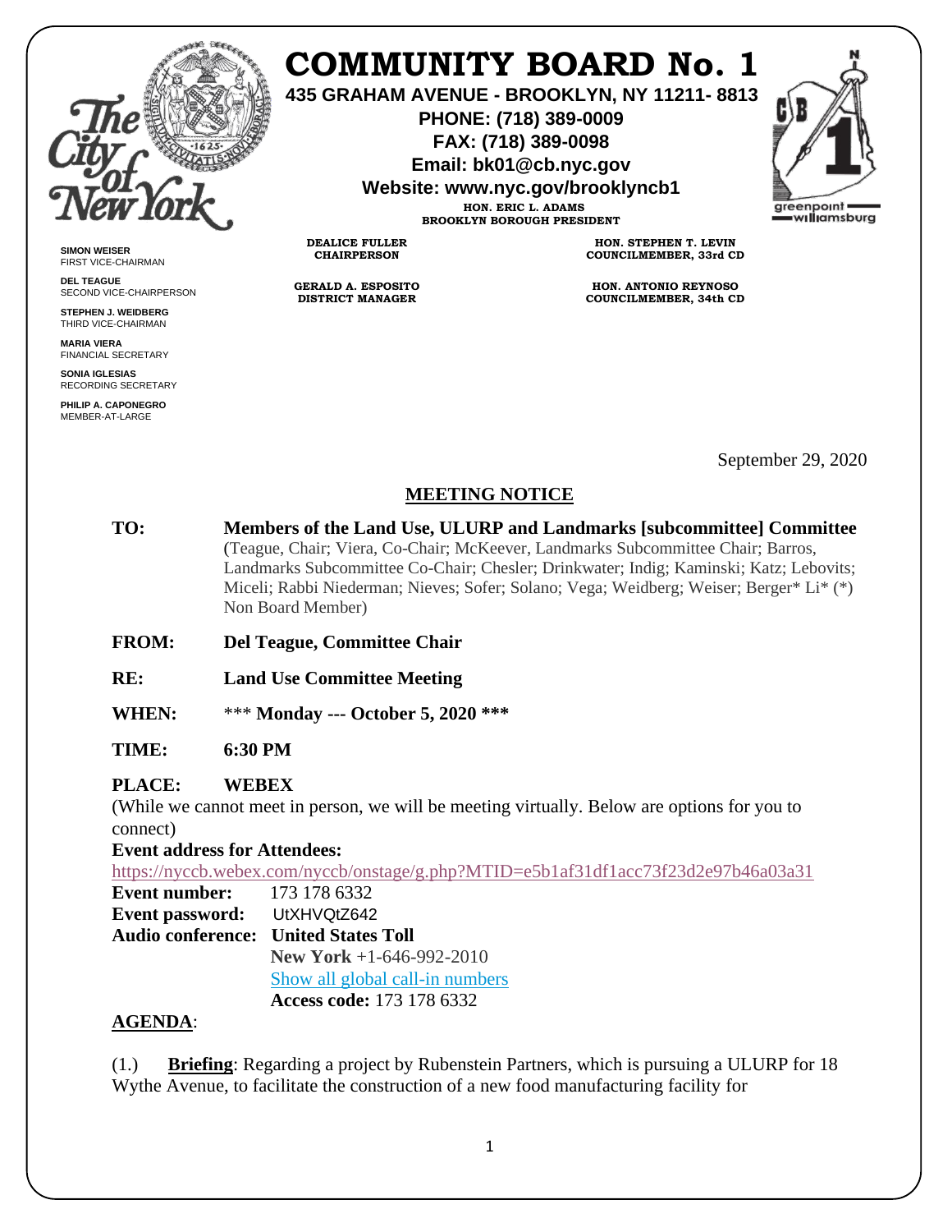# COMMUNITY BOARD No. 1

**435 GRAHAM AVENUE - BROOKLYN, NY 11211- 8813**

**PHONE: (718) 389-0009**

**FAX: (718) 389-0098**

**Email: bk01@cb.nyc.gov**

**Website: www.nyc.gov/brooklyncb1**

**HON. ERIC L. ADAMS**
**BROOKLYN BOROUGH PRESIDENT**

**DEALICE FULLER**
**CHAIRPERSON**

**GERALD A. ESPOSITO**
**DISTRICT MANAGER**

**HON. STEPHEN T. LEVIN**
**COUNCILMEMBER, 33rd CD**

**HON. ANTONIO REYNOSO**
**COUNCILMEMBER, 34th CD**

**SIMON WEISER**
FIRST VICE-CHAIRMAN

**DEL TEAGUE**
SECOND VICE-CHAIRPERSON

**STEPHEN J. WEIDBERG**
THIRD VICE-CHAIRMAN

**MARIA VIERA**
FINANCIAL SECRETARY

**SONIA IGLESIAS**
RECORDING SECRETARY

**PHILIP A. CAPONEGRO**
MEMBER-AT-LARGE

September 29, 2020

## MEETING NOTICE

**TO:** **Members of the Land Use, ULURP and Landmarks [subcommittee] Committee** (Teague, Chair; Viera, Co-Chair; McKeever, Landmarks Subcommittee Chair; Barros, Landmarks Subcommittee Co-Chair; Chesler; Drinkwater; Indig; Kaminski; Katz; Lebovits; Miceli; Rabbi Niederman; Nieves; Sofer; Solano; Vega; Weidberg; Weiser; Berger* Li* (*) Non Board Member)

**FROM:** **Del Teague, Committee Chair**

**RE:** **Land Use Committee Meeting**

**WHEN:** *** **Monday --- October 5, 2020** ***

**TIME:** **6:30 PM**

**PLACE:** **WEBEX**

(While we cannot meet in person, we will be meeting virtually. Below are options for you to connect)

**Event address for Attendees:**
https://nyccb.webex.com/nyccb/onstage/g.php?MTID=e5b1af31df1acc73f23d2e97b46a03a31

**Event number:** 173 178 6332
**Event password:** UtXHVQtZ642
**Audio conference:** **United States Toll**
**New York** +1-646-992-2010
Show all global call-in numbers
**Access code:** 173 178 6332

**AGENDA**:

(1.) **Briefing**: Regarding a project by Rubenstein Partners, which is pursuing a ULURP for 18 Wythe Avenue, to facilitate the construction of a new food manufacturing facility for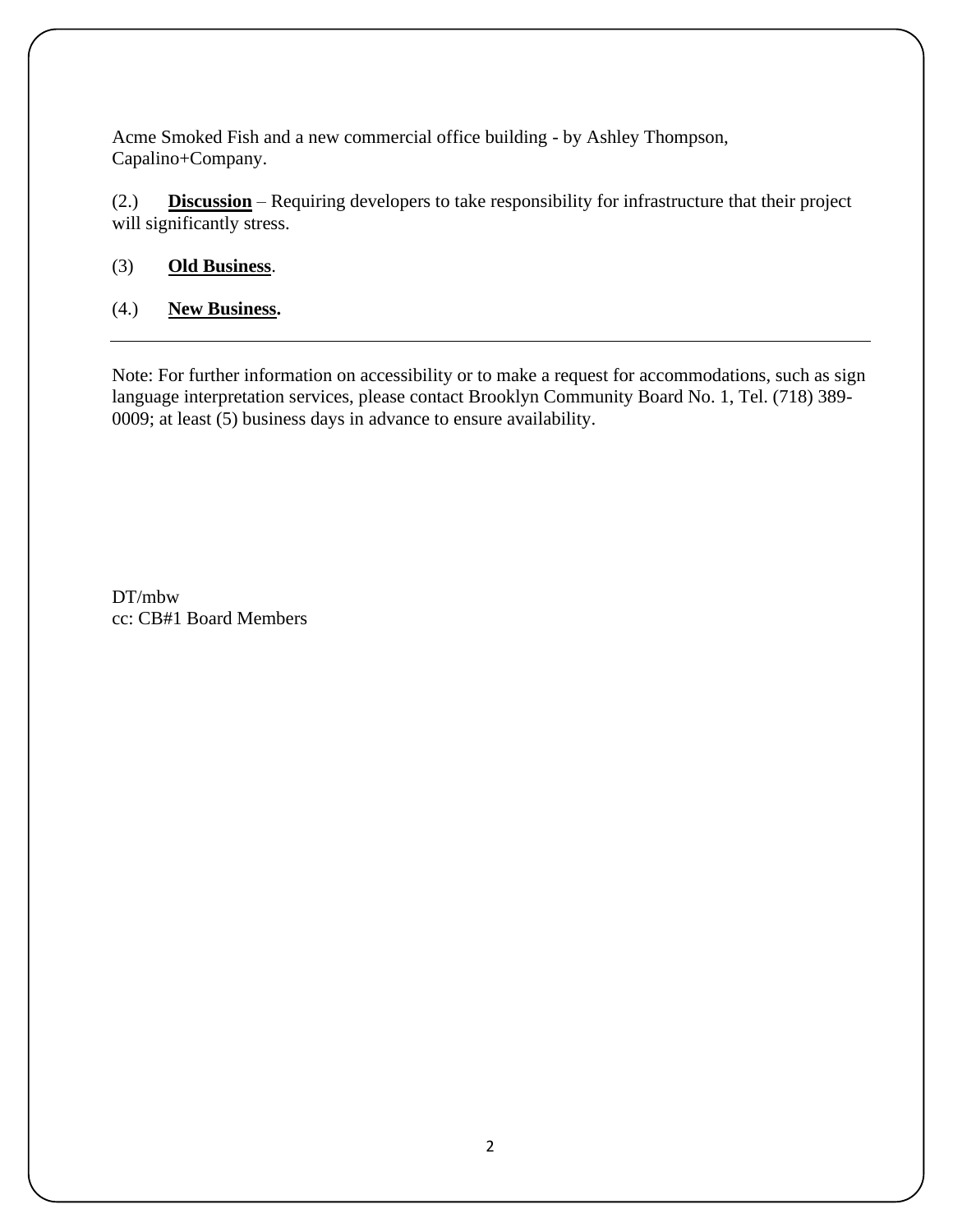Acme Smoked Fish and a new commercial office building - by Ashley Thompson, Capalino+Company.

(2.) **Discussion** – Requiring developers to take responsibility for infrastructure that their project will significantly stress.

(3) **Old Business**.

(4.) **New Business.**

---

Note: For further information on accessibility or to make a request for accommodations, such as sign language interpretation services, please contact Brooklyn Community Board No. 1, Tel. (718) 389-0009; at least (5) business days in advance to ensure availability.

DT/mbw
cc: CB#1 Board Members